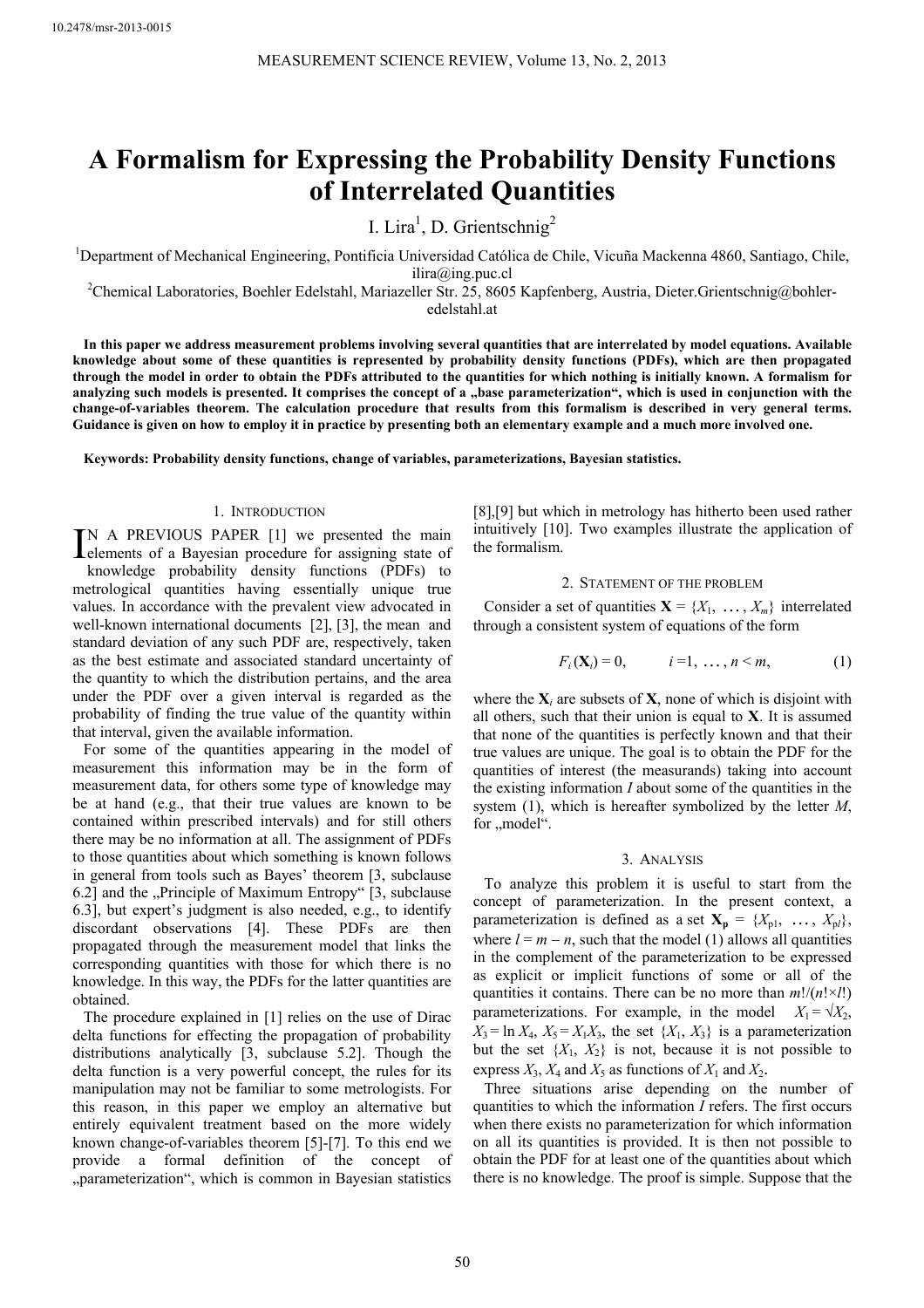# A Formalism for Expressing the Probability Density Functions of Interrelated Quantities

I. Lira[1], D. Grientschnig[2]

[1]Department of Mechanical Engineering, Pontificia Universidad Católica de Chile, Vicuña Mackenna 4860, Santiago, Chile, ilira@ing.puc.cl

[2]Chemical Laboratories, Boehler Edelstahl, Mariazeller Str. 25, 8605 Kapfenberg, Austria, Dieter.Grientschnig@bohler-edelstahl.at

**In this paper we address measurement problems involving several quantities that are interrelated by model equations. Available knowledge about some of these quantities is represented by probability density functions (PDFs), which are then propagated through the model in order to obtain the PDFs attributed to the quantities for which nothing is initially known. A formalism for analyzing such models is presented. It comprises the concept of a „base parameterization", which is used in conjunction with the change-of-variables theorem. The calculation procedure that results from this formalism is described in very general terms. Guidance is given on how to employ it in practice by presenting both an elementary example and a much more involved one.**

**Keywords: Probability density functions, change of variables, parameterizations, Bayesian statistics.**

## 1. Introduction

In a previous paper [1] we presented the main elements of a Bayesian procedure for assigning state of knowledge probability density functions (PDFs) to metrological quantities having essentially unique true values. In accordance with the prevalent view advocated in well-known international documents [2], [3], the mean and standard deviation of any such PDF are, respectively, taken as the best estimate and associated standard uncertainty of the quantity to which the distribution pertains, and the area under the PDF over a given interval is regarded as the probability of finding the true value of the quantity within that interval, given the available information.

For some of the quantities appearing in the model of measurement this information may be in the form of measurement data, for others some type of knowledge may be at hand (e.g., that their true values are known to be contained within prescribed intervals) and for still others there may be no information at all. The assignment of PDFs to those quantities about which something is known follows in general from tools such as Bayes' theorem [3, subclause 6.2] and the „Principle of Maximum Entropy" [3, subclause 6.3], but expert's judgment is also needed, e.g., to identify discordant observations [4]. These PDFs are then propagated through the measurement model that links the corresponding quantities with those for which there is no knowledge. In this way, the PDFs for the latter quantities are obtained.

The procedure explained in [1] relies on the use of Dirac delta functions for effecting the propagation of probability distributions analytically [3, subclause 5.2]. Though the delta function is a very powerful concept, the rules for its manipulation may not be familiar to some metrologists. For this reason, in this paper we employ an alternative but entirely equivalent treatment based on the more widely known change-of-variables theorem [5]-[7]. To this end we provide a formal definition of the concept of „parameterization", which is common in Bayesian statistics [8],[9] but which in metrology has hitherto been used rather intuitively [10]. Two examples illustrate the application of the formalism.

## 2. Statement of the problem

Consider a set of quantities $\mathbf{X} = \{X_1, \ldots, X_m\}$ interrelated through a consistent system of equations of the form

$$F_i(\mathbf{X}_i) = 0, \qquad i = 1, \ldots, n < m, \tag{1}$$

where the $\mathbf{X}_i$ are subsets of $\mathbf{X}$, none of which is disjoint with all others, such that their union is equal to $\mathbf{X}$. It is assumed that none of the quantities is perfectly known and that their true values are unique. The goal is to obtain the PDF for the quantities of interest (the measurands) taking into account the existing information $I$ about some of the quantities in the system (1), which is hereafter symbolized by the letter $M$, for „model".

## 3. Analysis

To analyze this problem it is useful to start from the concept of parameterization. In the present context, a parameterization is defined as a set $\mathbf{X_p} = \{X_{p1}, \ldots, X_{pl}\}$, where $l = m - n$, such that the model (1) allows all quantities in the complement of the parameterization to be expressed as explicit or implicit functions of some or all of the quantities it contains. There can be no more than $m!/(n!\times l!)$ parameterizations. For example, in the model $X_1 = \sqrt{X_2}$, $X_3 = \ln X_4$, $X_5 = X_1 X_3$, the set $\{X_1, X_3\}$ is a parameterization but the set $\{X_1, X_2\}$ is not, because it is not possible to express $X_3$, $X_4$ and $X_5$ as functions of $X_1$ and $X_2$.

Three situations arise depending on the number of quantities to which the information $I$ refers. The first occurs when there exists no parameterization for which information on all its quantities is provided. It is then not possible to obtain the PDF for at least one of the quantities about which there is no knowledge. The proof is simple. Suppose that the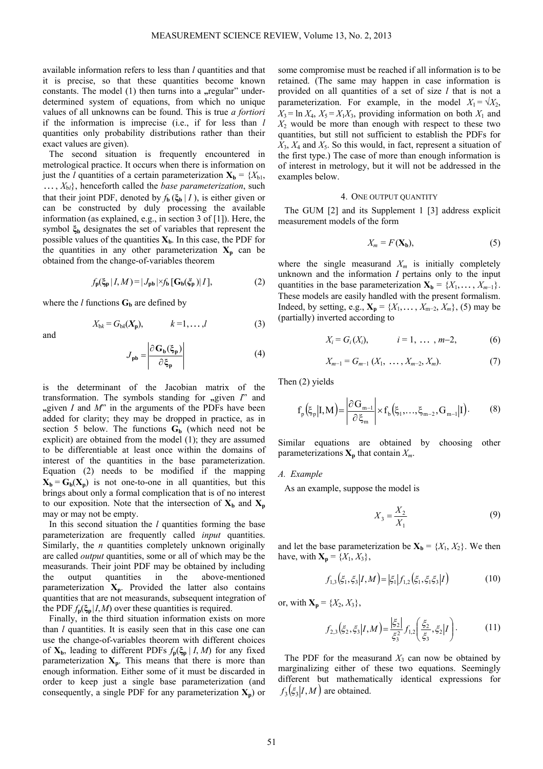available information refers to less than $l$ quantities and that it is precise, so that these quantities become known constants. The model (1) then turns into a „regular" under-determined system of equations, from which no unique values of all unknowns can be found. This is true *a fortiori* if the information is imprecise (i.e., if for less than $l$ quantities only probability distributions rather than their exact values are given).

The second situation is frequently encountered in metrological practice. It occurs when there is information on just the $l$ quantities of a certain parameterization $\mathbf{X_b} = \{X_{b1}, \ldots, X_{bl}\}$, henceforth called the *base parameterization*, such that their joint PDF, denoted by $f_\mathbf{b}(\boldsymbol{\xi}_\mathbf{b} \mid I)$, is either given or can be constructed by duly processing the available information (as explained, e.g., in section 3 of [1]). Here, the symbol $\boldsymbol{\xi}_\mathbf{b}$ designates the set of variables that represent the possible values of the quantities $\mathbf{X_b}$. In this case, the PDF for the quantities in any other parameterization $\mathbf{X_p}$ can be obtained from the change-of-variables theorem

$$f_\mathbf{p}(\boldsymbol{\xi}_\mathbf{p} \mid I, M) = |J_\mathbf{pb}| \times f_\mathbf{b}[\mathbf{G_b}(\boldsymbol{\xi}_\mathbf{p}) \mid I], \tag{2}$$

where the $l$ functions $\mathbf{G_b}$ are defined by

$$X_{bk} = G_{bk}(\mathbf{X_p}), \qquad k = 1, \ldots, l \tag{3}$$

and

$$J_\mathbf{pb} = \left| \frac{\partial \mathbf{G_b}(\boldsymbol{\xi}_\mathbf{p})}{\partial \boldsymbol{\xi}_\mathbf{p}} \right| \tag{4}$$

is the determinant of the Jacobian matrix of the transformation. The symbols standing for „given $I$" and „given $I$ and $M$" in the arguments of the PDFs have been added for clarity; they may be dropped in practice, as in section 5 below. The functions $\mathbf{G_b}$ (which need not be explicit) are obtained from the model (1); they are assumed to be differentiable at least once within the domains of interest of the quantities in the base parameterization. Equation (2) needs to be modified if the mapping $\mathbf{X_b} = \mathbf{G_b}(\mathbf{X_p})$ is not one-to-one in all quantities, but this brings about only a formal complication that is of no interest to our exposition. Note that the intersection of $\mathbf{X_b}$ and $\mathbf{X_p}$ may or may not be empty.

In this second situation the $l$ quantities forming the base parameterization are frequently called *input* quantities. Similarly, the $n$ quantities completely unknown originally are called *output* quantities, some or all of which may be the measurands. Their joint PDF may be obtained by including the output quantities in the above-mentioned parameterization $\mathbf{X_p}$. Provided the latter also contains quantities that are not measurands, subsequent integration of the PDF $f_\mathbf{p}(\boldsymbol{\xi}_\mathbf{p} \mid I,M)$ over these quantities is required.

Finally, in the third situation information exists on more than $l$ quantities. It is easily seen that in this case one can use the change-of-variables theorem with different choices of $\mathbf{X_b}$, leading to different PDFs $f_\mathbf{p}(\boldsymbol{\xi}_\mathbf{p} \mid I, M)$ for any fixed parameterization $\mathbf{X_p}$. This means that there is more than enough information. Either some of it must be discarded in order to keep just a single base parameterization (and consequently, a single PDF for any parameterization $\mathbf{X_p}$) or some compromise must be reached if all information is to be retained. (The same may happen in case information is provided on all quantities of a set of size $l$ that is not a parameterization. For example, in the model $X_1 = \sqrt{X_2}$, $X_3 = \ln X_4$, $X_5 = X_1 X_3$, providing information on both $X_1$ and $X_2$ would be more than enough with respect to these two quantities, but still not sufficient to establish the PDFs for $X_3$, $X_4$ and $X_5$. So this would, in fact, represent a situation of the first type.) The case of more than enough information is of interest in metrology, but it will not be addressed in the examples below.

## 4. One output quantity

The GUM [2] and its Supplement 1 [3] address explicit measurement models of the form

$$X_m = F(\mathbf{X_b}), \tag{5}$$

where the single measurand $X_m$ is initially completely unknown and the information $I$ pertains only to the input quantities in the base parameterization $\mathbf{X_b} = \{X_1, \ldots, X_{m-1}\}$. These models are easily handled with the present formalism. Indeed, by setting, e.g., $\mathbf{X_p} = \{X_1, \ldots, X_{m-2}, X_m\}$, (5) may be (partially) inverted according to

$$X_i = G_i(X_i), \qquad i = 1, \ldots, m-2, \tag{6}$$

$$X_{m-1} = G_{m-1}(X_1, \ldots, X_{m-2}, X_m). \tag{7}$$

Then (2) yields

$$f_p(\xi_p \mid I, M) = \left| \frac{\partial G_{m-1}}{\partial \xi_m} \right| \times f_b(\xi_1, \ldots, \xi_{m-2}, G_{m-1} \mid I). \tag{8}$$

Similar equations are obtained by choosing other parameterizations $\mathbf{X_p}$ that contain $X_m$.

### A. Example

As an example, suppose the model is

$$X_3 = \frac{X_2}{X_1} \tag{9}$$

and let the base parameterization be $\mathbf{X_b} = \{X_1, X_2\}$. We then have, with $\mathbf{X_p} = \{X_1, X_3\}$,

$$f_{1,3}(\xi_1, \xi_3 \mid I, M) = |\xi_1| f_{1,2}(\xi_1, \xi_1 \xi_3 \mid I) \tag{10}$$

or, with $\mathbf{X_p} = \{X_2, X_3\}$,

$$f_{2,3}(\xi_2, \xi_3 \mid I, M) = \frac{|\xi_2|}{\xi_3^2} f_{1,2}\left( \frac{\xi_2}{\xi_3}, \xi_2 \middle| I \right). \tag{11}$$

The PDF for the measurand $X_3$ can now be obtained by marginalizing either of these two equations. Seemingly different but mathematically identical expressions for $f_3(\xi_3 \mid I, M)$ are obtained.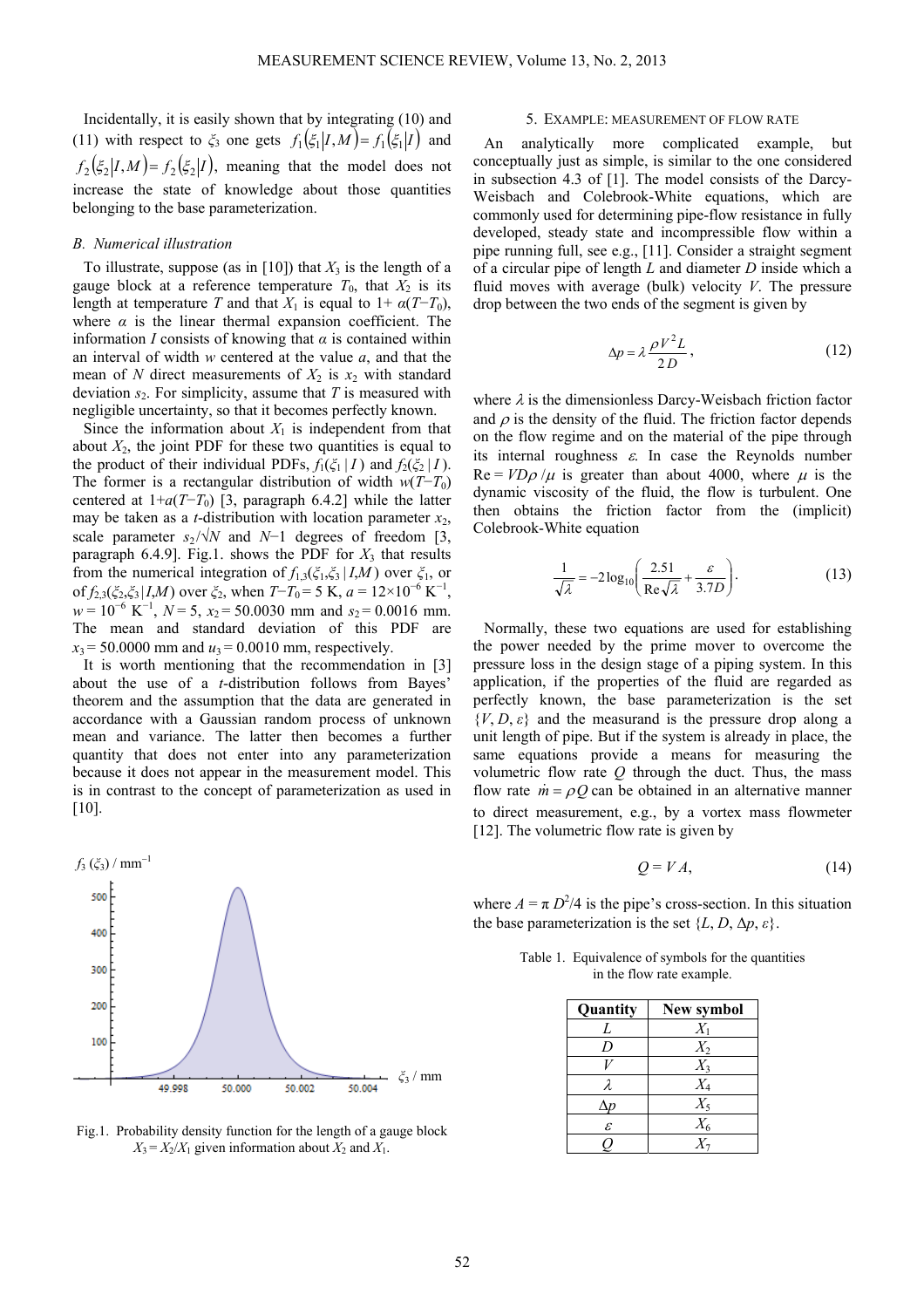Incidentally, it is easily shown that by integrating (10) and (11) with respect to $\xi_3$ one gets $f_1(\xi_1|I,M) = f_1(\xi_1|I)$ and $f_2(\xi_2|I,M) = f_2(\xi_2|I)$, meaning that the model does not increase the state of knowledge about those quantities belonging to the base parameterization.

### B. Numerical illustration

To illustrate, suppose (as in [10]) that $X_3$ is the length of a gauge block at a reference temperature $T_0$, that $X_2$ is its length at temperature $T$ and that $X_1$ is equal to $1+\alpha(T-T_0)$, where $\alpha$ is the linear thermal expansion coefficient. The information $I$ consists of knowing that $\alpha$ is contained within an interval of width $w$ centered at the value $a$, and that the mean of $N$ direct measurements of $X_2$ is $x_2$ with standard deviation $s_2$. For simplicity, assume that $T$ is measured with negligible uncertainty, so that it becomes perfectly known.

Since the information about $X_1$ is independent from that about $X_2$, the joint PDF for these two quantities is equal to the product of their individual PDFs, $f_1(\xi_1 | I)$ and $f_2(\xi_2 | I)$. The former is a rectangular distribution of width $w(T-T_0)$ centered at $1+a(T-T_0)$ [3, paragraph 6.4.2] while the latter may be taken as a $t$-distribution with location parameter $x_2$, scale parameter $s_2/\sqrt{N}$ and $N-1$ degrees of freedom [3, paragraph 6.4.9]. Fig.1. shows the PDF for $X_3$ that results from the numerical integration of $f_{1,3}(\xi_1,\xi_3 | I,M)$ over $\xi_1$, or of $f_{2,3}(\xi_2,\xi_3 | I,M)$ over $\xi_2$, when $T-T_0 = 5$ K, $a = 12\times10^{-6}$ K$^{-1}$, $w = 10^{-6}$ K$^{-1}$, $N = 5$, $x_2 = 50.0030$ mm and $s_2 = 0.0016$ mm. The mean and standard deviation of this PDF are $x_3 = 50.0000$ mm and $u_3 = 0.0010$ mm, respectively.

It is worth mentioning that the recommendation in [3] about the use of a $t$-distribution follows from Bayes' theorem and the assumption that the data are generated in accordance with a Gaussian random process of unknown mean and variance. The latter then becomes a further quantity that does not enter into any parameterization because it does not appear in the measurement model. This is in contrast to the concept of parameterization as used in [10].

Fig.1. Probability density function for the length of a gauge block $X_3 = X_2/X_1$ given information about $X_2$ and $X_1$.

## 5. Example: Measurement of flow rate

An analytically more complicated example, but conceptually just as simple, is similar to the one considered in subsection 4.3 of [1]. The model consists of the Darcy-Weisbach and Colebrook-White equations, which are commonly used for determining pipe-flow resistance in fully developed, steady state and incompressible flow within a pipe running full, see e.g., [11]. Consider a straight segment of a circular pipe of length $L$ and diameter $D$ inside which a fluid moves with average (bulk) velocity $V$. The pressure drop between the two ends of the segment is given by

$$\Delta p = \lambda \frac{\rho V^2 L}{2D}, \tag{12}$$

where $\lambda$ is the dimensionless Darcy-Weisbach friction factor and $\rho$ is the density of the fluid. The friction factor depends on the flow regime and on the material of the pipe through its internal roughness $\varepsilon$. In case the Reynolds number $\mathrm{Re} = VD\rho/\mu$ is greater than about 4000, where $\mu$ is the dynamic viscosity of the fluid, the flow is turbulent. One then obtains the friction factor from the (implicit) Colebrook-White equation

$$\frac{1}{\sqrt{\lambda}} = -2\log_{10}\left(\frac{2.51}{\mathrm{Re}\sqrt{\lambda}} + \frac{\varepsilon}{3.7D}\right). \tag{13}$$

Normally, these two equations are used for establishing the power needed by the prime mover to overcome the pressure loss in the design stage of a piping system. In this application, if the properties of the fluid are regarded as perfectly known, the base parameterization is the set $\{V, D, \varepsilon\}$ and the measurand is the pressure drop along a unit length of pipe. But if the system is already in place, the same equations provide a means for measuring the volumetric flow rate $Q$ through the duct. Thus, the mass flow rate $\dot{m} = \rho Q$ can be obtained in an alternative manner to direct measurement, e.g., by a vortex mass flowmeter [12]. The volumetric flow rate is given by

$$Q = V A, \tag{14}$$

where $A = \pi D^2/4$ is the pipe's cross-section. In this situation the base parameterization is the set $\{L, D, \Delta p, \varepsilon\}$.

Table 1. Equivalence of symbols for the quantities in the flow rate example.

| Quantity | New symbol |
|---|---|
| $L$ | $X_1$ |
| $D$ | $X_2$ |
| $V$ | $X_3$ |
| $\lambda$ | $X_4$ |
| $\Delta p$ | $X_5$ |
| $\varepsilon$ | $X_6$ |
| $Q$ | $X_7$ |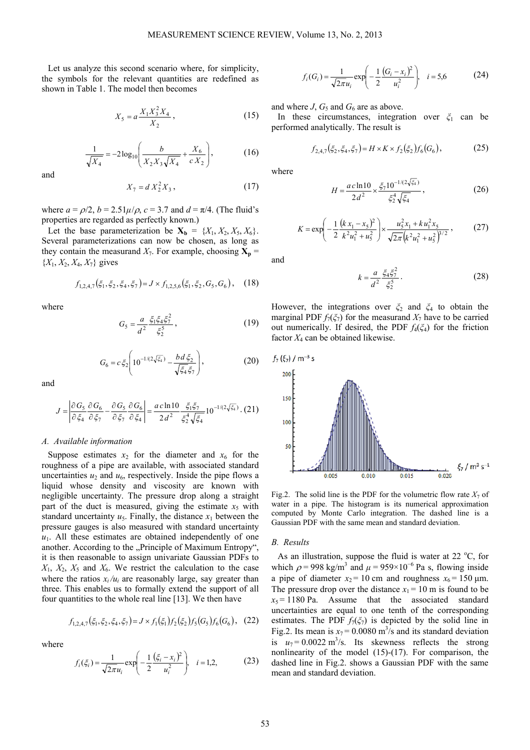Let us analyze this second scenario where, for simplicity, the symbols for the relevant quantities are redefined as shown in Table 1. The model then becomes

$$X_5 = a\frac{X_1 X_3^2 X_4}{X_2}, \tag{15}$$

$$\frac{1}{\sqrt{X_4}} = -2\log_{10}\left(\frac{b}{X_2 X_3 \sqrt{X_4}} + \frac{X_6}{c\,X_2}\right), \tag{16}$$

and

$$X_7 = d\,X_2^2 X_3, \tag{17}$$

where $a = \rho/2$, $b = 2.51\mu/\rho$, $c = 3.7$ and $d = \pi/4$. (The fluid's properties are regarded as perfectly known.)

Let the base parameterization be $\mathbf{X_b} = \{X_1, X_2, X_5, X_6\}$. Several parameterizations can now be chosen, as long as they contain the measurand $X_7$. For example, choosing $\mathbf{X_p} = \{X_1, X_2, X_4, X_7\}$ gives

$$f_{1,2,4,7}(\xi_1,\xi_2,\xi_4,\xi_7) = J \times f_{1,2,5,6}(\xi_1,\xi_2,G_5,G_6), \tag{18}$$

where

$$G_5 = \frac{a}{d^2}\frac{\xi_1\xi_4\xi_7^2}{\xi_2^5}, \tag{19}$$

$$G_6 = c\,\xi_2\left(10^{-1/(2\sqrt{\xi_4})} - \frac{b\,d\,\xi_2}{\sqrt{\xi_4}\,\xi_7}\right), \tag{20}$$

and

$$J = \left|\frac{\partial G_5}{\partial \xi_4}\frac{\partial G_6}{\partial \xi_7} - \frac{\partial G_5}{\partial \xi_7}\frac{\partial G_6}{\partial \xi_4}\right| = \frac{a\,c\ln 10}{2d^2}\frac{\xi_1\xi_7}{\xi_2^4\sqrt{\xi_4}}10^{-1/(2\sqrt{\xi_4})}. \tag{21}$$

### A. Available information

Suppose estimates $x_2$ for the diameter and $x_6$ for the roughness of a pipe are available, with associated standard uncertainties $u_2$ and $u_6$, respectively. Inside the pipe flows a liquid whose density and viscosity are known with negligible uncertainty. The pressure drop along a straight part of the duct is measured, giving the estimate $x_5$ with standard uncertainty $u_5$. Finally, the distance $x_1$ between the pressure gauges is also measured with standard uncertainty $u_1$. All these estimates are obtained independently of one another. According to the „Principle of Maximum Entropy“, it is then reasonable to assign univariate Gaussian PDFs to $X_1$, $X_2$, $X_5$ and $X_6$. We restrict the calculation to the case where the ratios $x_i/u_i$ are reasonably large, say greater than three. This enables us to formally extend the support of all four quantities to the whole real line [13]. We then have

$$f_{1,2,4,7}(\xi_1,\xi_2,\xi_4,\xi_7) = J \times f_1(\xi_1) f_2(\xi_2) f_5(G_5) f_6(G_6), \tag{22}$$

where

$$f_i(\xi_i) = \frac{1}{\sqrt{2\pi}u_i}\exp\left(-\frac{1}{2}\frac{(\xi_i - x_i)^2}{u_i^2}\right), \quad i = 1,2, \tag{23}$$

$$f_i(G_i) = \frac{1}{\sqrt{2\pi}u_i}\exp\left(-\frac{1}{2}\frac{(G_i - x_i)^2}{u_i^2}\right), \quad i = 5,6 \tag{24}$$

and where $J$, $G_5$ and $G_6$ are as above.

In these circumstances, integration over $\xi_1$ can be performed analytically. The result is

$$f_{2,4,7}(\xi_2,\xi_4,\xi_7) = H \times K \times f_2(\xi_2) f_6(G_6), \tag{25}$$

where

$$H = \frac{a\,c\ln 10}{2d^2} \times \frac{\xi_7 10^{-1/(2\sqrt{\xi_4})}}{\xi_2^4\sqrt{\xi_4}}, \tag{26}$$

$$K = \exp\left(-\frac{1}{2}\frac{(k\,x_1 - x_5)^2}{k^2u_1^2 + u_5^2}\right) \times \frac{u_5^2 x_1 + k\,u_1^2 x_5}{\sqrt{2\pi}\left(k^2u_1^2 + u_5^2\right)^{3/2}}, \tag{27}$$

and

$$k = \frac{a}{d^2}\frac{\xi_4\xi_7^2}{\xi_2^5}. \tag{28}$$

However, the integrations over $\xi_2$ and $\xi_4$ to obtain the marginal PDF $f_7(\xi_7)$ for the measurand $X_7$ have to be carried out numerically. If desired, the PDF $f_4(\xi_4)$ for the friction factor $X_4$ can be obtained likewise.

Fig.2. The solid line is the PDF for the volumetric flow rate $X_7$ of water in a pipe. The histogram is its numerical approximation computed by Monte Carlo integration. The dashed line is a Gaussian PDF with the same mean and standard deviation.

### B. Results

As an illustration, suppose the fluid is water at 22 °C, for which $\rho = 998$ kg/m$^3$ and $\mu = 959\times10^{-6}$ Pa s, flowing inside a pipe of diameter $x_2 = 10$ cm and roughness $x_6 = 150$ μm. The pressure drop over the distance $x_1 = 10$ m is found to be $x_5 = 1180$ Pa. Assume that the associated standard uncertainties are equal to one tenth of the corresponding estimates. The PDF $f_7(\xi_7)$ is depicted by the solid line in Fig.2. Its mean is $x_7 = 0.0080$ m$^3$/s and its standard deviation is $u_7 = 0.0022$ m$^3$/s. Its skewness reflects the strong nonlinearity of the model (15)-(17). For comparison, the dashed line in Fig.2. shows a Gaussian PDF with the same mean and standard deviation.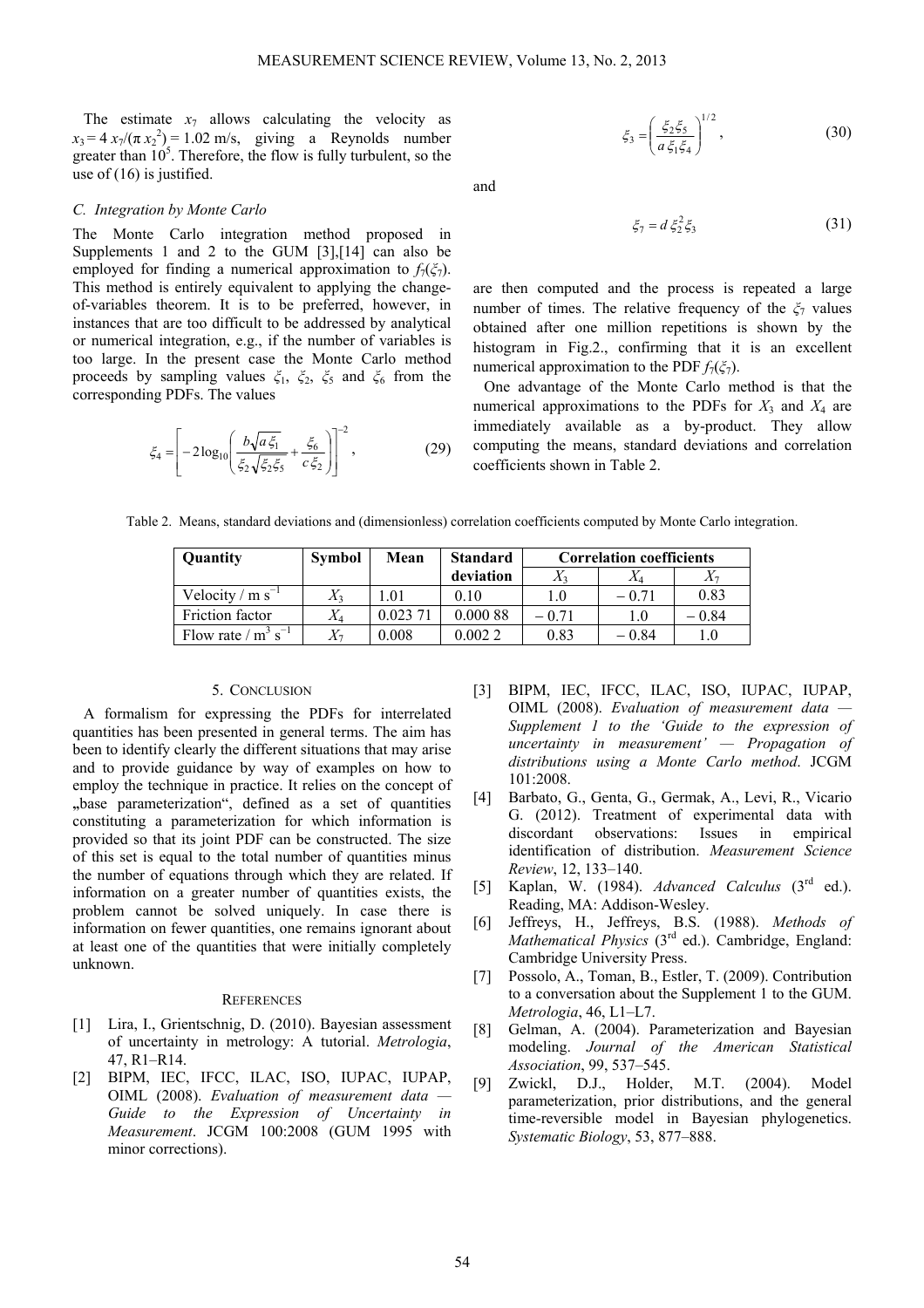The estimate $x_7$ allows calculating the velocity as $x_3 = 4\,x_7/(\pi\,x_2^2) = 1.02$ m/s, giving a Reynolds number greater than $10^5$. Therefore, the flow is fully turbulent, so the use of (16) is justified.

### C. Integration by Monte Carlo

The Monte Carlo integration method proposed in Supplements 1 and 2 to the GUM [3],[14] can also be employed for finding a numerical approximation to $f_7(\xi_7)$. This method is entirely equivalent to applying the change-of-variables theorem. It is to be preferred, however, in instances that are too difficult to be addressed by analytical or numerical integration, e.g., if the number of variables is too large. In the present case the Monte Carlo method proceeds by sampling values $\xi_1$, $\xi_2$, $\xi_5$ and $\xi_6$ from the corresponding PDFs. The values

$$\xi_4 = \left[ -2\log_{10}\left( \frac{b\sqrt{a\,\xi_1}}{\xi_2\sqrt{\xi_2\xi_5}} + \frac{\xi_6}{c\,\xi_2} \right) \right]^{-2}, \tag{29}$$

$$\xi_3 = \left( \frac{\xi_2\xi_5}{a\,\xi_1\xi_4} \right)^{1/2}, \tag{30}$$

and

$$\xi_7 = d\,\xi_2^2\xi_3 \tag{31}$$

are then computed and the process is repeated a large number of times. The relative frequency of the $\xi_7$ values obtained after one million repetitions is shown by the histogram in Fig.2., confirming that it is an excellent numerical approximation to the PDF $f_7(\xi_7)$.

One advantage of the Monte Carlo method is that the numerical approximations to the PDFs for $X_3$ and $X_4$ are immediately available as a by-product. They allow computing the means, standard deviations and correlation coefficients shown in Table 2.

Table 2. Means, standard deviations and (dimensionless) correlation coefficients computed by Monte Carlo integration.

| Quantity | Symbol | Mean | Standard deviation | Correlation coefficients | | |
|---|---|---|---|---|---|---|
| | | | | $X_3$ | $X_4$ | $X_7$ |
| Velocity / m s$^{-1}$ | $X_3$ | 1.01 | 0.10 | 1.0 | − 0.71 | 0.83 |
| Friction factor | $X_4$ | 0.023 71 | 0.000 88 | − 0.71 | 1.0 | − 0.84 |
| Flow rate / m$^3$ s$^{-1}$ | $X_7$ | 0.008 | 0.002 2 | 0.83 | − 0.84 | 1.0 |

## 5. Conclusion

A formalism for expressing the PDFs for interrelated quantities has been presented in general terms. The aim has been to identify clearly the different situations that may arise and to provide guidance by way of examples on how to employ the technique in practice. It relies on the concept of „base parameterization“, defined as a set of quantities constituting a parameterization for which information is provided so that its joint PDF can be constructed. The size of this set is equal to the total number of quantities minus the number of equations through which they are related. If information on a greater number of quantities exists, the problem cannot be solved uniquely. In case there is information on fewer quantities, one remains ignorant about at least one of the quantities that were initially completely unknown.

## References

[1] Lira, I., Grientschnig, D. (2010). Bayesian assessment of uncertainty in metrology: A tutorial. *Metrologia*, 47, R1–R14.

[2] BIPM, IEC, IFCC, ILAC, ISO, IUPAC, IUPAP, OIML (2008). *Evaluation of measurement data — Guide to the Expression of Uncertainty in Measurement*. JCGM 100:2008 (GUM 1995 with minor corrections).

[3] BIPM, IEC, IFCC, ILAC, ISO, IUPAC, IUPAP, OIML (2008). *Evaluation of measurement data — Supplement 1 to the 'Guide to the expression of uncertainty in measurement' — Propagation of distributions using a Monte Carlo method*. JCGM 101:2008.

[4] Barbato, G., Genta, G., Germak, A., Levi, R., Vicario G. (2012). Treatment of experimental data with discordant observations: Issues in empirical identification of distribution. *Measurement Science Review*, 12, 133–140.

[5] Kaplan, W. (1984). *Advanced Calculus* (3rd ed.). Reading, MA: Addison-Wesley.

[6] Jeffreys, H., Jeffreys, B.S. (1988). *Methods of Mathematical Physics* (3rd ed.). Cambridge, England: Cambridge University Press.

[7] Possolo, A., Toman, B., Estler, T. (2009). Contribution to a conversation about the Supplement 1 to the GUM. *Metrologia*, 46, L1–L7.

[8] Gelman, A. (2004). Parameterization and Bayesian modeling. *Journal of the American Statistical Association*, 99, 537–545.

[9] Zwickl, D.J., Holder, M.T. (2004). Model parameterization, prior distributions, and the general time-reversible model in Bayesian phylogenetics. *Systematic Biology*, 53, 877–888.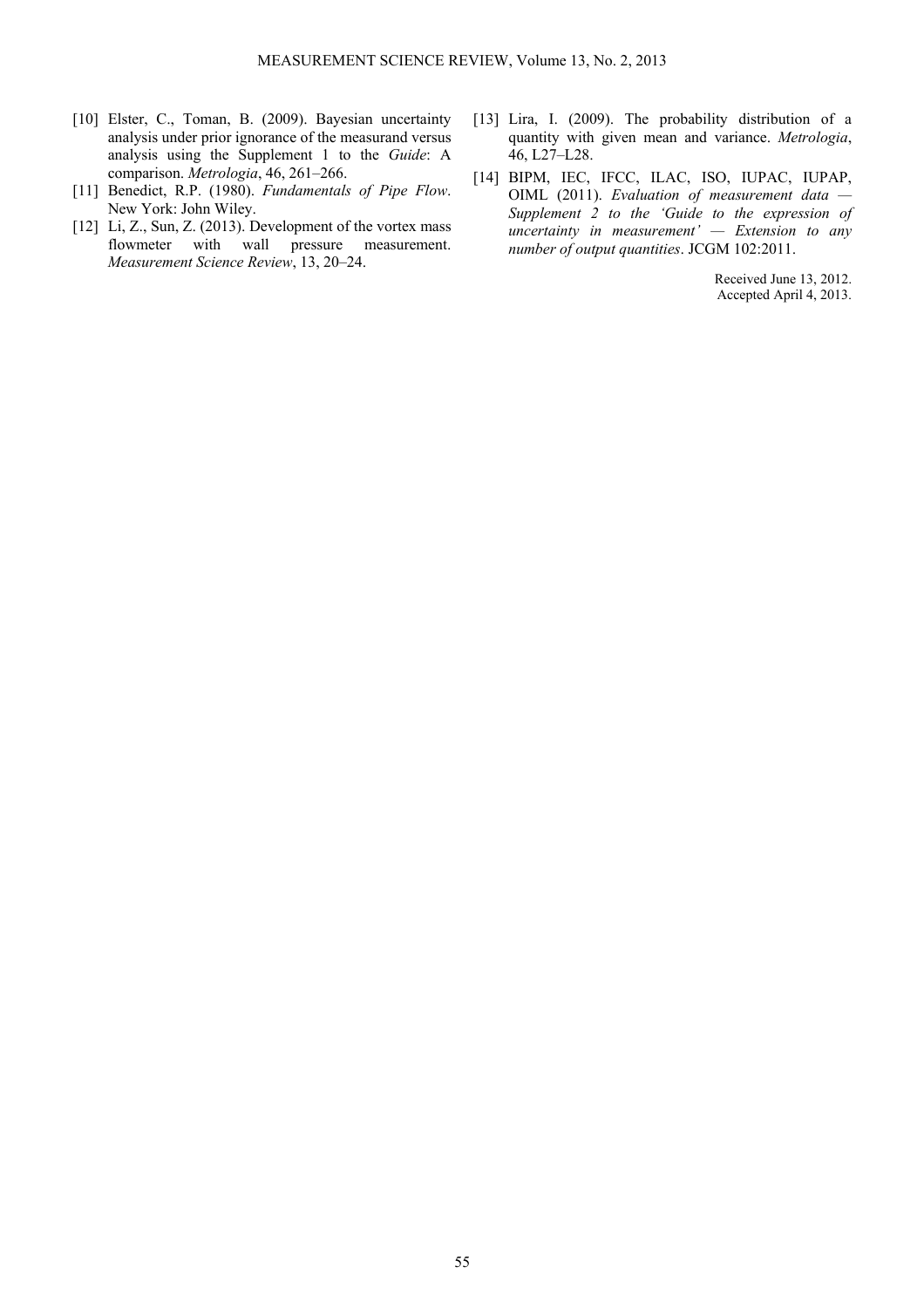[10] Elster, C., Toman, B. (2009). Bayesian uncertainty analysis under prior ignorance of the measurand versus analysis using the Supplement 1 to the *Guide*: A comparison. *Metrologia*, 46, 261–266.

[11] Benedict, R.P. (1980). *Fundamentals of Pipe Flow*. New York: John Wiley.

[12] Li, Z., Sun, Z. (2013). Development of the vortex mass flowmeter with wall pressure measurement. *Measurement Science Review*, 13, 20–24.

[13] Lira, I. (2009). The probability distribution of a quantity with given mean and variance. *Metrologia*, 46, L27–L28.

[14] BIPM, IEC, IFCC, ILAC, ISO, IUPAC, IUPAP, OIML (2011). *Evaluation of measurement data — Supplement 2 to the 'Guide to the expression of uncertainty in measurement' — Extension to any number of output quantities*. JCGM 102:2011.

Received June 13, 2012.
Accepted April 4, 2013.